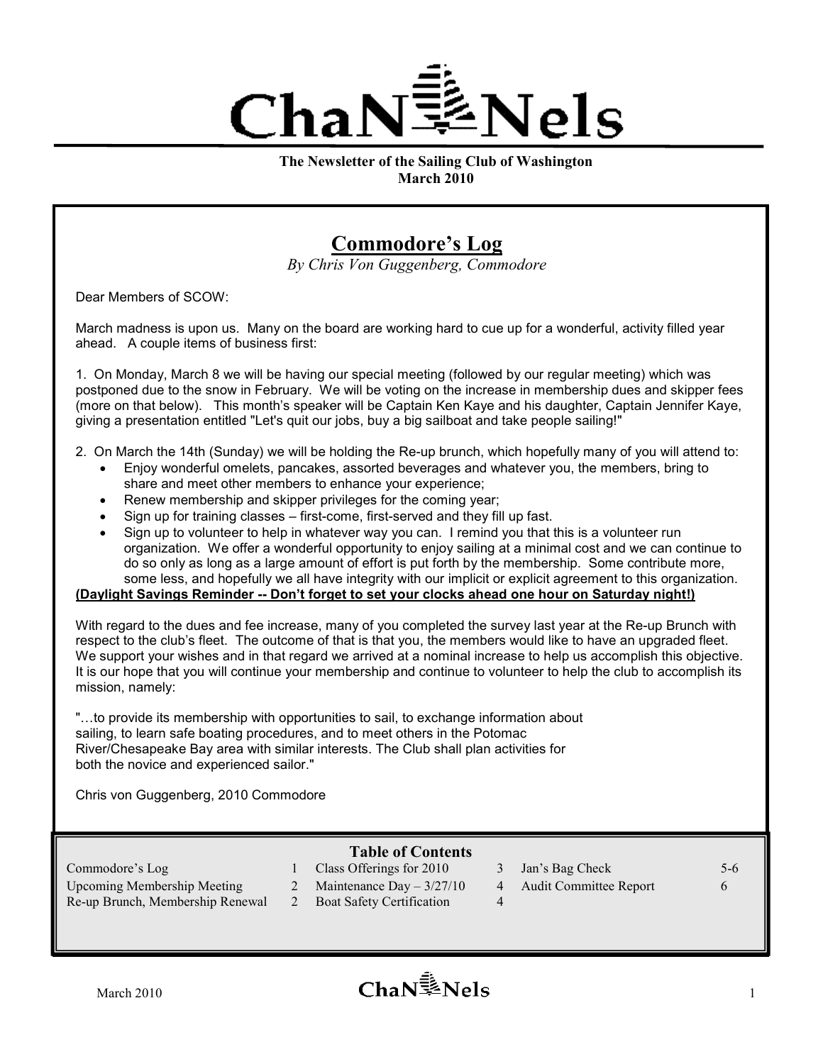# ChaNNels

**The Newsletter of the Sailing Club of Washington**
**March 2010**

## Commodore's Log

*By Chris Von Guggenberg, Commodore*

Dear Members of SCOW:

March madness is upon us. Many on the board are working hard to cue up for a wonderful, activity filled year ahead. A couple items of business first:

1. On Monday, March 8 we will be having our special meeting (followed by our regular meeting) which was postponed due to the snow in February. We will be voting on the increase in membership dues and skipper fees (more on that below). This month's speaker will be Captain Ken Kaye and his daughter, Captain Jennifer Kaye, giving a presentation entitled "Let's quit our jobs, buy a big sailboat and take people sailing!"

2. On March the 14th (Sunday) we will be holding the Re-up brunch, which hopefully many of you will attend to:
   - Enjoy wonderful omelets, pancakes, assorted beverages and whatever you, the members, bring to share and meet other members to enhance your experience;
   - Renew membership and skipper privileges for the coming year;
   - Sign up for training classes – first-come, first-served and they fill up fast.
   - Sign up to volunteer to help in whatever way you can. I remind you that this is a volunteer run organization. We offer a wonderful opportunity to enjoy sailing at a minimal cost and we can continue to do so only as long as a large amount of effort is put forth by the membership. Some contribute more, some less, and hopefully we all have integrity with our implicit or explicit agreement to this organization.

**(Daylight Savings Reminder -- Don't forget to set your clocks ahead one hour on Saturday night!)**

With regard to the dues and fee increase, many of you completed the survey last year at the Re-up Brunch with respect to the club's fleet. The outcome of that is that you, the members would like to have an upgraded fleet. We support your wishes and in that regard we arrived at a nominal increase to help us accomplish this objective. It is our hope that you will continue your membership and continue to volunteer to help the club to accomplish its mission, namely:

"…to provide its membership with opportunities to sail, to exchange information about sailing, to learn safe boating procedures, and to meet others in the Potomac River/Chesapeake Bay area with similar interests. The Club shall plan activities for both the novice and experienced sailor."

Chris von Guggenberg, 2010 Commodore

### Table of Contents

| | | | | | |
|---|---|---|---|---|---|
| Commodore's Log | 1 | Class Offerings for 2010 | 3 | Jan's Bag Check | 5-6 |
| Upcoming Membership Meeting | 2 | Maintenance Day – 3/27/10 | 4 | Audit Committee Report | 6 |
| Re-up Brunch, Membership Renewal | 2 | Boat Safety Certification | 4 | | |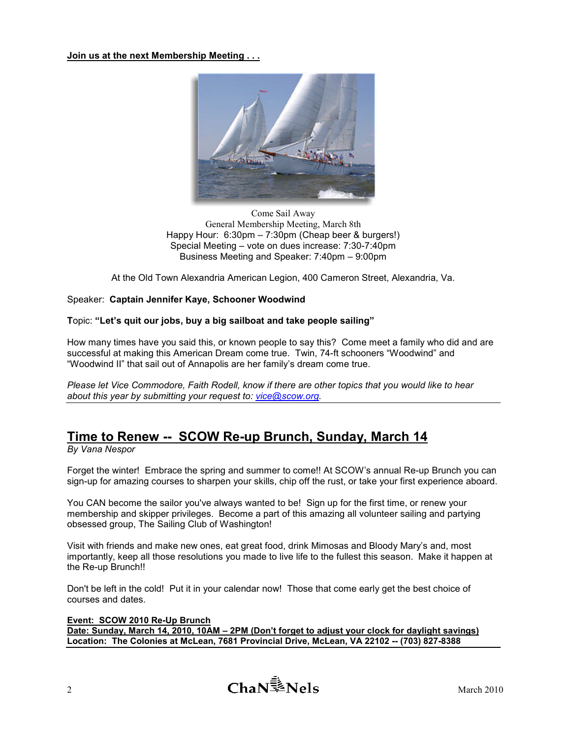**Join us at the next Membership Meeting . . .**

Come Sail Away
General Membership Meeting, March 8th
Happy Hour: 6:30pm – 7:30pm (Cheap beer & burgers!)
Special Meeting – vote on dues increase: 7:30-7:40pm
Business Meeting and Speaker: 7:40pm – 9:00pm

At the Old Town Alexandria American Legion, 400 Cameron Street, Alexandria, Va.

Speaker: **Captain Jennifer Kaye, Schooner Woodwind**

**T**opic: **"Let's quit our jobs, buy a big sailboat and take people sailing"**

How many times have you said this, or known people to say this? Come meet a family who did and are successful at making this American Dream come true. Twin, 74-ft schooners "Woodwind" and "Woodwind II" that sail out of Annapolis are her family's dream come true.

*Please let Vice Commodore, Faith Rodell, know if there are other topics that you would like to hear about this year by submitting your request to: vice@scow.org.*

## Time to Renew -- SCOW Re-up Brunch, Sunday, March 14

*By Vana Nespor*

Forget the winter! Embrace the spring and summer to come!! At SCOW's annual Re-up Brunch you can sign-up for amazing courses to sharpen your skills, chip off the rust, or take your first experience aboard.

You CAN become the sailor you've always wanted to be! Sign up for the first time, or renew your membership and skipper privileges. Become a part of this amazing all volunteer sailing and partying obsessed group, The Sailing Club of Washington!

Visit with friends and make new ones, eat great food, drink Mimosas and Bloody Mary's and, most importantly, keep all those resolutions you made to live life to the fullest this season. Make it happen at the Re-up Brunch!!

Don't be left in the cold! Put it in your calendar now! Those that come early get the best choice of courses and dates.

**Event: SCOW 2010 Re-Up Brunch**
**Date: Sunday, March 14, 2010, 10AM – 2PM (Don't forget to adjust your clock for daylight savings)**
**Location: The Colonies at McLean, 7681 Provincial Drive, McLean, VA 22102 -- (703) 827-8388**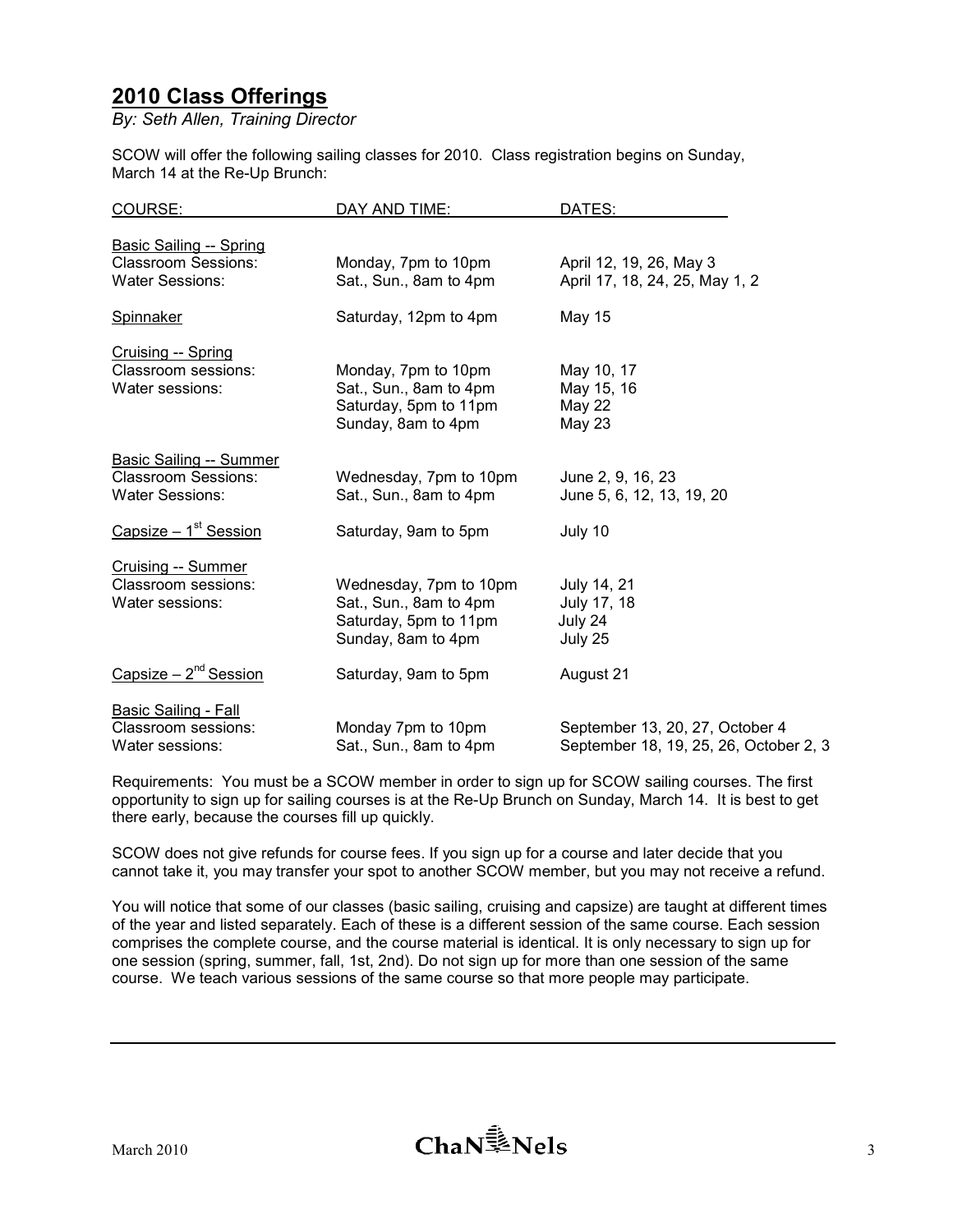## 2010 Class Offerings

*By: Seth Allen, Training Director*

SCOW will offer the following sailing classes for 2010. Class registration begins on Sunday, March 14 at the Re-Up Brunch:

| COURSE: | DAY AND TIME: | DATES: |
|---|---|---|
| Basic Sailing -- Spring | | |
| Classroom Sessions: | Monday, 7pm to 10pm | April 12, 19, 26, May 3 |
| Water Sessions: | Sat., Sun., 8am to 4pm | April 17, 18, 24, 25, May 1, 2 |
| Spinnaker | Saturday, 12pm to 4pm | May 15 |
| Cruising -- Spring | | |
| Classroom sessions: | Monday, 7pm to 10pm | May 10, 17 |
| Water sessions: | Sat., Sun., 8am to 4pm | May 15, 16 |
| | Saturday, 5pm to 11pm | May 22 |
| | Sunday, 8am to 4pm | May 23 |
| Basic Sailing -- Summer | | |
| Classroom Sessions: | Wednesday, 7pm to 10pm | June 2, 9, 16, 23 |
| Water Sessions: | Sat., Sun., 8am to 4pm | June 5, 6, 12, 13, 19, 20 |
| Capsize – 1st Session | Saturday, 9am to 5pm | July 10 |
| Cruising -- Summer | | |
| Classroom sessions: | Wednesday, 7pm to 10pm | July 14, 21 |
| Water sessions: | Sat., Sun., 8am to 4pm | July 17, 18 |
| | Saturday, 5pm to 11pm | July 24 |
| | Sunday, 8am to 4pm | July 25 |
| Capsize – 2nd Session | Saturday, 9am to 5pm | August 21 |
| Basic Sailing - Fall | | |
| Classroom sessions: | Monday 7pm to 10pm | September 13, 20, 27, October 4 |
| Water sessions: | Sat., Sun., 8am to 4pm | September 18, 19, 25, 26, October 2, 3 |

Requirements: You must be a SCOW member in order to sign up for SCOW sailing courses. The first opportunity to sign up for sailing courses is at the Re-Up Brunch on Sunday, March 14. It is best to get there early, because the courses fill up quickly.

SCOW does not give refunds for course fees. If you sign up for a course and later decide that you cannot take it, you may transfer your spot to another SCOW member, but you may not receive a refund.

You will notice that some of our classes (basic sailing, cruising and capsize) are taught at different times of the year and listed separately. Each of these is a different session of the same course. Each session comprises the complete course, and the course material is identical. It is only necessary to sign up for one session (spring, summer, fall, 1st, 2nd). Do not sign up for more than one session of the same course. We teach various sessions of the same course so that more people may participate.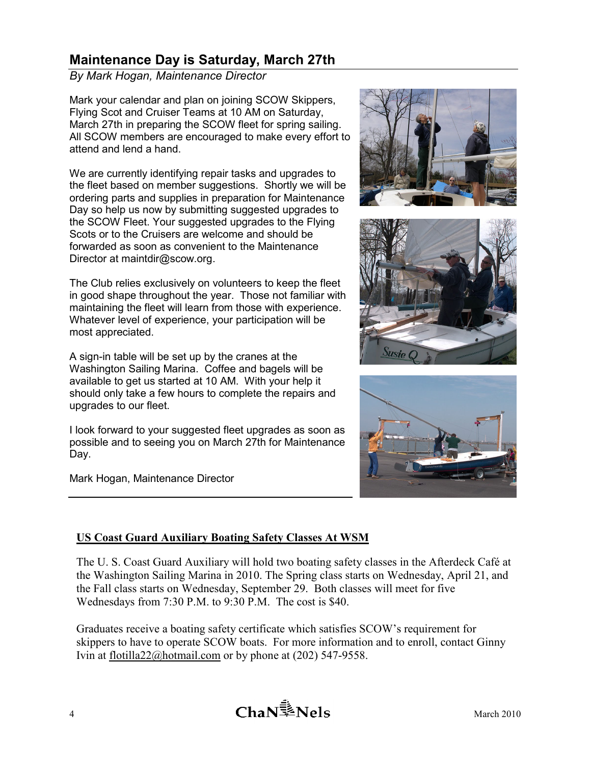## Maintenance Day is Saturday, March 27th

*By Mark Hogan, Maintenance Director*

Mark your calendar and plan on joining SCOW Skippers, Flying Scot and Cruiser Teams at 10 AM on Saturday, March 27th in preparing the SCOW fleet for spring sailing. All SCOW members are encouraged to make every effort to attend and lend a hand.

We are currently identifying repair tasks and upgrades to the fleet based on member suggestions. Shortly we will be ordering parts and supplies in preparation for Maintenance Day so help us now by submitting suggested upgrades to the SCOW Fleet. Your suggested upgrades to the Flying Scots or to the Cruisers are welcome and should be forwarded as soon as convenient to the Maintenance Director at maintdir@scow.org.

The Club relies exclusively on volunteers to keep the fleet in good shape throughout the year. Those not familiar with maintaining the fleet will learn from those with experience. Whatever level of experience, your participation will be most appreciated.

A sign-in table will be set up by the cranes at the Washington Sailing Marina. Coffee and bagels will be available to get us started at 10 AM. With your help it should only take a few hours to complete the repairs and upgrades to our fleet.

I look forward to your suggested fleet upgrades as soon as possible and to seeing you on March 27th for Maintenance Day.

Mark Hogan, Maintenance Director

---

### US Coast Guard Auxiliary Boating Safety Classes At WSM

The U. S. Coast Guard Auxiliary will hold two boating safety classes in the Afterdeck Café at the Washington Sailing Marina in 2010. The Spring class starts on Wednesday, April 21, and the Fall class starts on Wednesday, September 29. Both classes will meet for five Wednesdays from 7:30 P.M. to 9:30 P.M. The cost is $40.

Graduates receive a boating safety certificate which satisfies SCOW's requirement for skippers to have to operate SCOW boats. For more information and to enroll, contact Ginny Ivin at flotilla22@hotmail.com or by phone at (202) 547-9558.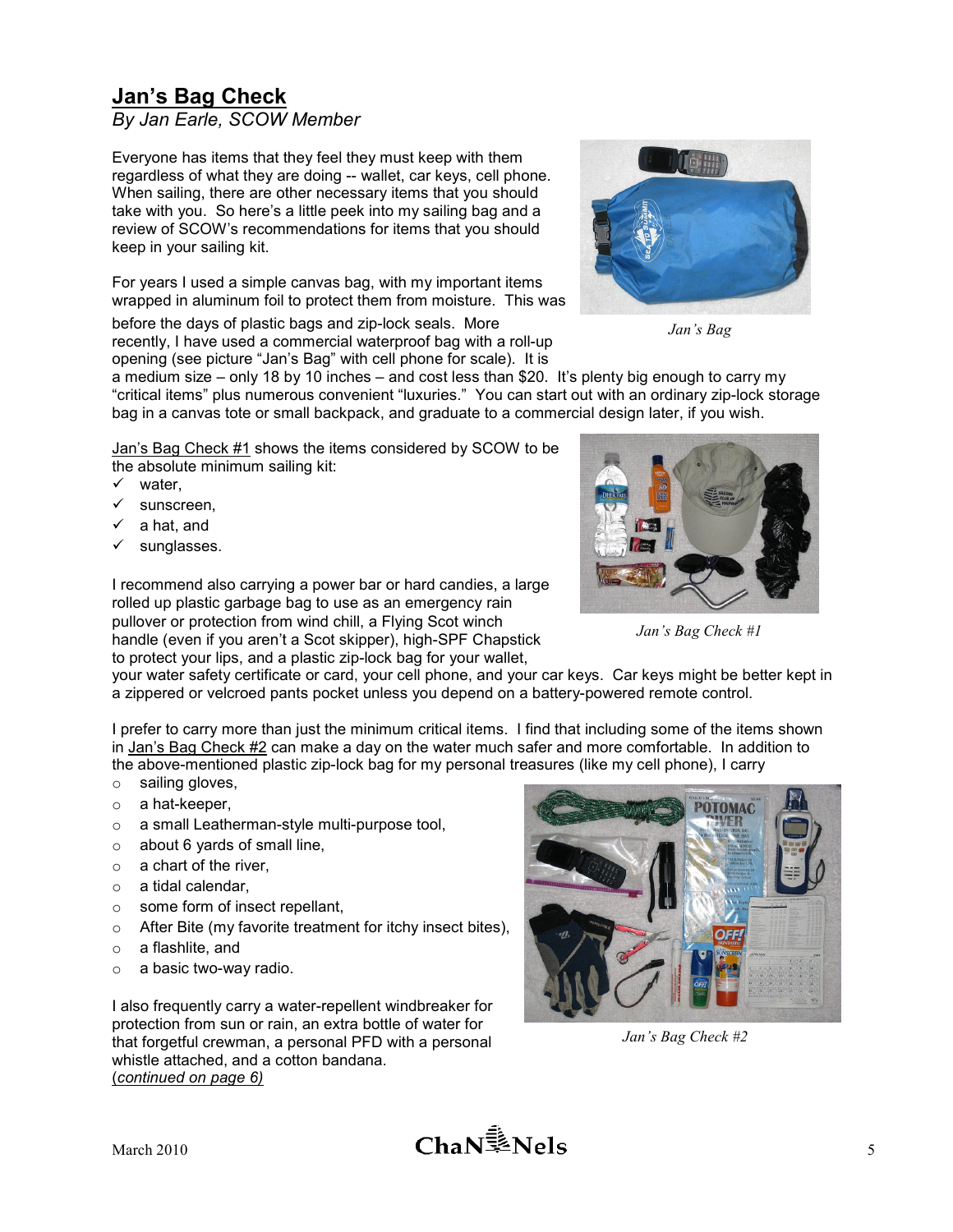## Jan's Bag Check

*By Jan Earle, SCOW Member*

Everyone has items that they feel they must keep with them regardless of what they are doing -- wallet, car keys, cell phone. When sailing, there are other necessary items that you should take with you. So here's a little peek into my sailing bag and a review of SCOW's recommendations for items that you should keep in your sailing kit.

For years I used a simple canvas bag, with my important items wrapped in aluminum foil to protect them from moisture. This was before the days of plastic bags and zip-lock seals. More recently, I have used a commercial waterproof bag with a roll-up opening (see picture "Jan's Bag" with cell phone for scale). It is a medium size – only 18 by 10 inches – and cost less than $20. It's plenty big enough to carry my "critical items" plus numerous convenient "luxuries." You can start out with an ordinary zip-lock storage bag in a canvas tote or small backpack, and graduate to a commercial design later, if you wish.

*Jan's Bag*

Jan's Bag Check #1 shows the items considered by SCOW to be the absolute minimum sailing kit:

- ✓ water,
- ✓ sunscreen,
- ✓ a hat, and
- ✓ sunglasses.

*Jan's Bag Check #1*

I recommend also carrying a power bar or hard candies, a large rolled up plastic garbage bag to use as an emergency rain pullover or protection from wind chill, a Flying Scot winch handle (even if you aren't a Scot skipper), high-SPF Chapstick to protect your lips, and a plastic zip-lock bag for your wallet, your water safety certificate or card, your cell phone, and your car keys. Car keys might be better kept in a zippered or velcroed pants pocket unless you depend on a battery-powered remote control.

I prefer to carry more than just the minimum critical items. I find that including some of the items shown in Jan's Bag Check #2 can make a day on the water much safer and more comfortable. In addition to the above-mentioned plastic zip-lock bag for my personal treasures (like my cell phone), I carry

- sailing gloves,
- a hat-keeper,
- a small Leatherman-style multi-purpose tool,
- about 6 yards of small line,
- a chart of the river,
- a tidal calendar,
- some form of insect repellant,
- After Bite (my favorite treatment for itchy insect bites),
- a flashlite, and
- a basic two-way radio.

*Jan's Bag Check #2*

I also frequently carry a water-repellent windbreaker for protection from sun or rain, an extra bottle of water for that forgetful crewman, a personal PFD with a personal whistle attached, and a cotton bandana.
(*continued on page 6)*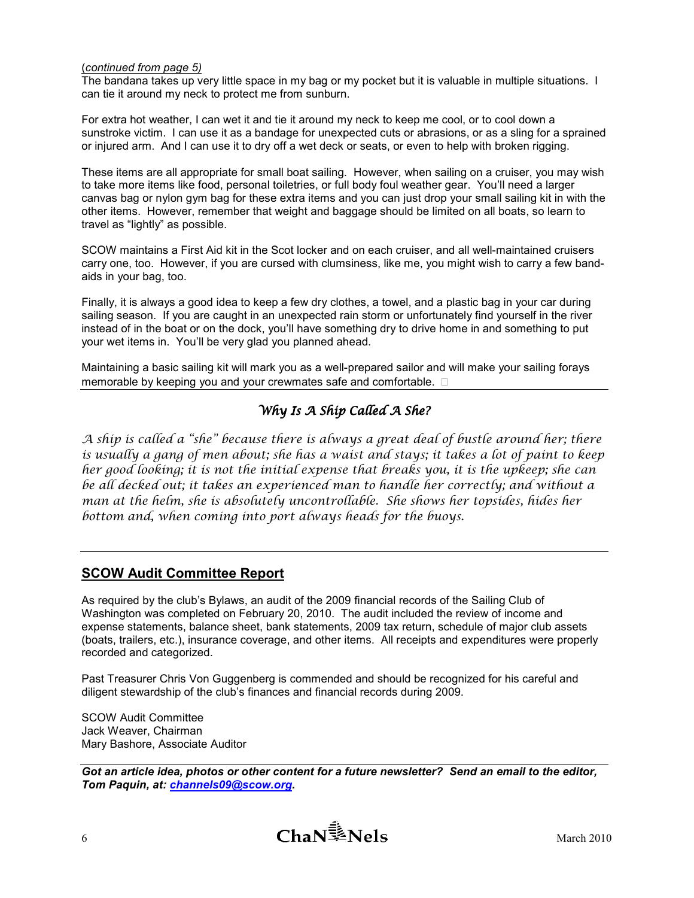(*continued from page 5)*

The bandana takes up very little space in my bag or my pocket but it is valuable in multiple situations. I can tie it around my neck to protect me from sunburn.

For extra hot weather, I can wet it and tie it around my neck to keep me cool, or to cool down a sunstroke victim. I can use it as a bandage for unexpected cuts or abrasions, or as a sling for a sprained or injured arm. And I can use it to dry off a wet deck or seats, or even to help with broken rigging.

These items are all appropriate for small boat sailing. However, when sailing on a cruiser, you may wish to take more items like food, personal toiletries, or full body foul weather gear. You'll need a larger canvas bag or nylon gym bag for these extra items and you can just drop your small sailing kit in with the other items. However, remember that weight and baggage should be limited on all boats, so learn to travel as "lightly" as possible.

SCOW maintains a First Aid kit in the Scot locker and on each cruiser, and all well-maintained cruisers carry one, too. However, if you are cursed with clumsiness, like me, you might wish to carry a few band-aids in your bag, too.

Finally, it is always a good idea to keep a few dry clothes, a towel, and a plastic bag in your car during sailing season. If you are caught in an unexpected rain storm or unfortunately find yourself in the river instead of in the boat or on the dock, you'll have something dry to drive home in and something to put your wet items in. You'll be very glad you planned ahead.

Maintaining a basic sailing kit will mark you as a well-prepared sailor and will make your sailing forays memorable by keeping you and your crewmates safe and comfortable.

---

## *Why Is A Ship Called A She?*

*A ship is called a "she" because there is always a great deal of bustle around her; there is usually a gang of men about; she has a waist and stays; it takes a lot of paint to keep her good looking; it is not the initial expense that breaks you, it is the upkeep; she can be all decked out; it takes an experienced man to handle her correctly; and without a man at the helm, she is absolutely uncontrollable. She shows her topsides, hides her bottom and, when coming into port always heads for the buoys.*

---

## SCOW Audit Committee Report

As required by the club's Bylaws, an audit of the 2009 financial records of the Sailing Club of Washington was completed on February 20, 2010. The audit included the review of income and expense statements, balance sheet, bank statements, 2009 tax return, schedule of major club assets (boats, trailers, etc.), insurance coverage, and other items. All receipts and expenditures were properly recorded and categorized.

Past Treasurer Chris Von Guggenberg is commended and should be recognized for his careful and diligent stewardship of the club's finances and financial records during 2009.

SCOW Audit Committee
Jack Weaver, Chairman
Mary Bashore, Associate Auditor

---

***Got an article idea, photos or other content for a future newsletter? Send an email to the editor, Tom Paquin, at: channels09@scow.org.***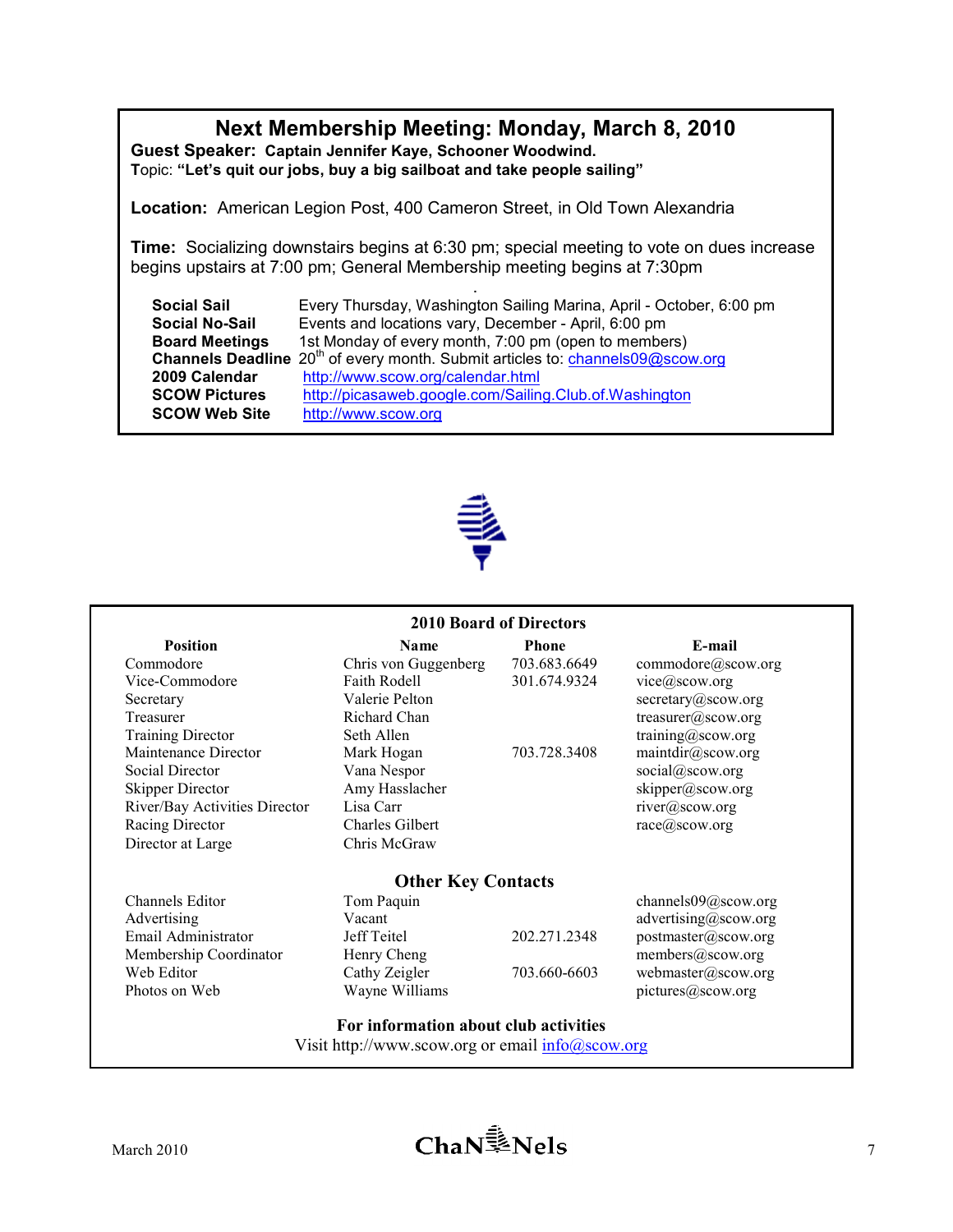## Next Membership Meeting: Monday, March 8, 2010

**Guest Speaker: Captain Jennifer Kaye, Schooner Woodwind.**
**T**opic: **"Let's quit our jobs, buy a big sailboat and take people sailing"**

**Location:** American Legion Post, 400 Cameron Street, in Old Town Alexandria

**Time:** Socializing downstairs begins at 6:30 pm; special meeting to vote on dues increase begins upstairs at 7:00 pm; General Membership meeting begins at 7:30pm

| | |
|---|---|
| **Social Sail** | Every Thursday, Washington Sailing Marina, April - October, 6:00 pm |
| **Social No-Sail** | Events and locations vary, December - April, 6:00 pm |
| **Board Meetings** | 1st Monday of every month, 7:00 pm (open to members) |
| **Channels Deadline** | 20th of every month. Submit articles to: channels09@scow.org |
| **2009 Calendar** | http://www.scow.org/calendar.html |
| **SCOW Pictures** | http://picasaweb.google.com/Sailing.Club.of.Washington |
| **SCOW Web Site** | http://www.scow.org |

### 2010 Board of Directors

| Position | Name | Phone | E-mail |
|---|---|---|---|
| Commodore | Chris von Guggenberg | 703.683.6649 | commodore@scow.org |
| Vice-Commodore | Faith Rodell | 301.674.9324 | vice@scow.org |
| Secretary | Valerie Pelton | | secretary@scow.org |
| Treasurer | Richard Chan | | treasurer@scow.org |
| Training Director | Seth Allen | | training@scow.org |
| Maintenance Director | Mark Hogan | 703.728.3408 | maintdir@scow.org |
| Social Director | Vana Nespor | | social@scow.org |
| Skipper Director | Amy Hasslacher | | skipper@scow.org |
| River/Bay Activities Director | Lisa Carr | | river@scow.org |
| Racing Director | Charles Gilbert | | race@scow.org |
| Director at Large | Chris McGraw | | |

### Other Key Contacts

| | | | |
|---|---|---|---|
| Channels Editor | Tom Paquin | | channels09@scow.org |
| Advertising | Vacant | | advertising@scow.org |
| Email Administrator | Jeff Teitel | 202.271.2348 | postmaster@scow.org |
| Membership Coordinator | Henry Cheng | | members@scow.org |
| Web Editor | Cathy Zeigler | 703.660-6603 | webmaster@scow.org |
| Photos on Web | Wayne Williams | | pictures@scow.org |

**For information about club activities**
Visit http://www.scow.org or email info@scow.org